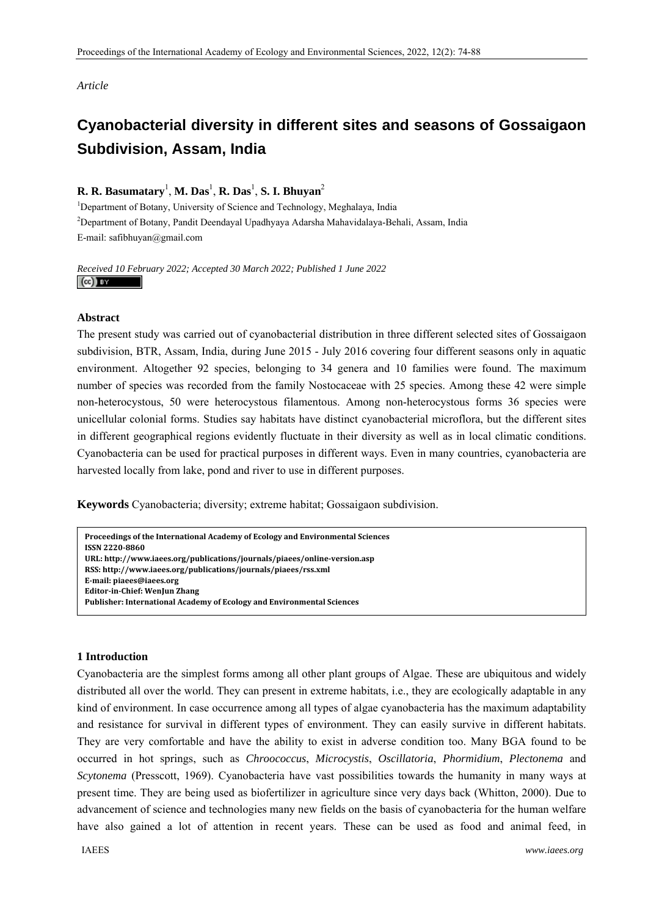*Article*

# Cyanobacterial diversity in different sites and seasons of Gossaigaon Subdivision, Assam, India

**R. R. Basumatary**[1], **M. Das**[1], **R. Das**[1], **S. I. Bhuyan**[2]

[1]Department of Botany, University of Science and Technology, Meghalaya, India

[2]Department of Botany, Pandit Deendayal Upadhyaya Adarsha Mahavidalaya-Behali, Assam, India

E-mail: safibhuyan@gmail.com

*Received 10 February 2022; Accepted 30 March 2022; Published 1 June 2022*

### Abstract

The present study was carried out of cyanobacterial distribution in three different selected sites of Gossaigaon subdivision, BTR, Assam, India, during June 2015 - July 2016 covering four different seasons only in aquatic environment. Altogether 92 species, belonging to 34 genera and 10 families were found. The maximum number of species was recorded from the family Nostocaceae with 25 species. Among these 42 were simple non-heterocystous, 50 were heterocystous filamentous. Among non-heterocystous forms 36 species were unicellular colonial forms. Studies say habitats have distinct cyanobacterial microflora, but the different sites in different geographical regions evidently fluctuate in their diversity as well as in local climatic conditions. Cyanobacteria can be used for practical purposes in different ways. Even in many countries, cyanobacteria are harvested locally from lake, pond and river to use in different purposes.

**Keywords** Cyanobacteria; diversity; extreme habitat; Gossaigaon subdivision.

**Proceedings of the International Academy of Ecology and Environmental Sciences**
**ISSN 2220-8860**
**URL: http://www.iaees.org/publications/journals/piaees/online-version.asp**
**RSS: http://www.iaees.org/publications/journals/piaees/rss.xml**
**E-mail: piaees@iaees.org**
**Editor-in-Chief: WenJun Zhang**
**Publisher: International Academy of Ecology and Environmental Sciences**

## 1 Introduction

Cyanobacteria are the simplest forms among all other plant groups of Algae. These are ubiquitous and widely distributed all over the world. They can present in extreme habitats, i.e., they are ecologically adaptable in any kind of environment. In case occurrence among all types of algae cyanobacteria has the maximum adaptability and resistance for survival in different types of environment. They can easily survive in different habitats. They are very comfortable and have the ability to exist in adverse condition too. Many BGA found to be occurred in hot springs, such as *Chroococcus*, *Microcystis*, *Oscillatoria*, *Phormidium*, *Plectonema* and *Scytonema* (Presscott, 1969). Cyanobacteria have vast possibilities towards the humanity in many ways at present time. They are being used as biofertilizer in agriculture since very days back (Whitton, 2000). Due to advancement of science and technologies many new fields on the basis of cyanobacteria for the human welfare have also gained a lot of attention in recent years. These can be used as food and animal feed, in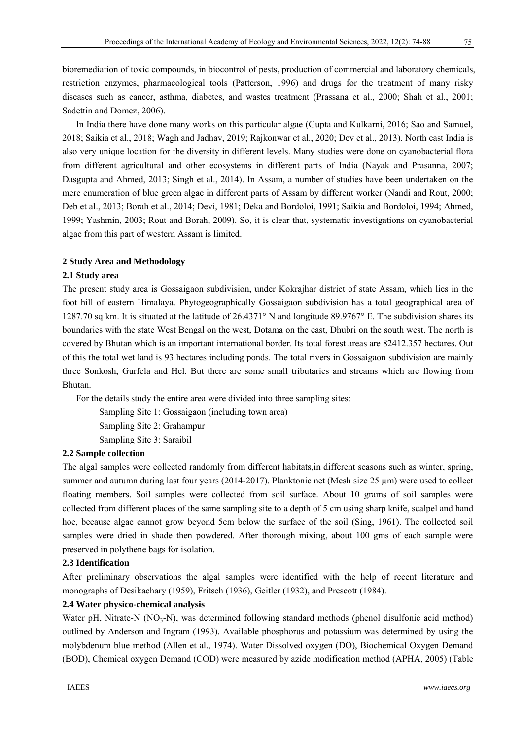bioremediation of toxic compounds, in biocontrol of pests, production of commercial and laboratory chemicals, restriction enzymes, pharmacological tools (Patterson, 1996) and drugs for the treatment of many risky diseases such as cancer, asthma, diabetes, and wastes treatment (Prassana et al., 2000; Shah et al., 2001; Sadettin and Domez, 2006).

In India there have done many works on this particular algae (Gupta and Kulkarni, 2016; Sao and Samuel, 2018; Saikia et al., 2018; Wagh and Jadhav, 2019; Rajkonwar et al., 2020; Dev et al., 2013). North east India is also very unique location for the diversity in different levels. Many studies were done on cyanobacterial flora from different agricultural and other ecosystems in different parts of India (Nayak and Prasanna, 2007; Dasgupta and Ahmed, 2013; Singh et al., 2014). In Assam, a number of studies have been undertaken on the mere enumeration of blue green algae in different parts of Assam by different worker (Nandi and Rout, 2000; Deb et al., 2013; Borah et al., 2014; Devi, 1981; Deka and Bordoloi, 1991; Saikia and Bordoloi, 1994; Ahmed, 1999; Yashmin, 2003; Rout and Borah, 2009). So, it is clear that, systematic investigations on cyanobacterial algae from this part of western Assam is limited.

## 2 Study Area and Methodology

### 2.1 Study area

The present study area is Gossaigaon subdivision, under Kokrajhar district of state Assam, which lies in the foot hill of eastern Himalaya. Phytogeographically Gossaigaon subdivision has a total geographical area of 1287.70 sq km. It is situated at the latitude of 26.4371° N and longitude 89.9767° E. The subdivision shares its boundaries with the state West Bengal on the west, Dotama on the east, Dhubri on the south west. The north is covered by Bhutan which is an important international border. Its total forest areas are 82412.357 hectares. Out of this the total wet land is 93 hectares including ponds. The total rivers in Gossaigaon subdivision are mainly three Sonkosh, Gurfela and Hel. But there are some small tributaries and streams which are flowing from Bhutan.

For the details study the entire area were divided into three sampling sites:

Sampling Site 1: Gossaigaon (including town area)

Sampling Site 2: Grahampur

Sampling Site 3: Saraibil

### 2.2 Sample collection

The algal samples were collected randomly from different habitats,in different seasons such as winter, spring, summer and autumn during last four years (2014-2017). Planktonic net (Mesh size 25 µm) were used to collect floating members. Soil samples were collected from soil surface. About 10 grams of soil samples were collected from different places of the same sampling site to a depth of 5 cm using sharp knife, scalpel and hand hoe, because algae cannot grow beyond 5cm below the surface of the soil (Sing, 1961). The collected soil samples were dried in shade then powdered. After thorough mixing, about 100 gms of each sample were preserved in polythene bags for isolation.

### 2.3 Identification

After preliminary observations the algal samples were identified with the help of recent literature and monographs of Desikachary (1959), Fritsch (1936), Geitler (1932), and Prescott (1984).

### 2.4 Water physico-chemical analysis

Water pH, Nitrate-N ($NO_3$-N), was determined following standard methods (phenol disulfonic acid method) outlined by Anderson and Ingram (1993). Available phosphorus and potassium was determined by using the molybdenum blue method (Allen et al., 1974). Water Dissolved oxygen (DO), Biochemical Oxygen Demand (BOD), Chemical oxygen Demand (COD) were measured by azide modification method (APHA, 2005) (Table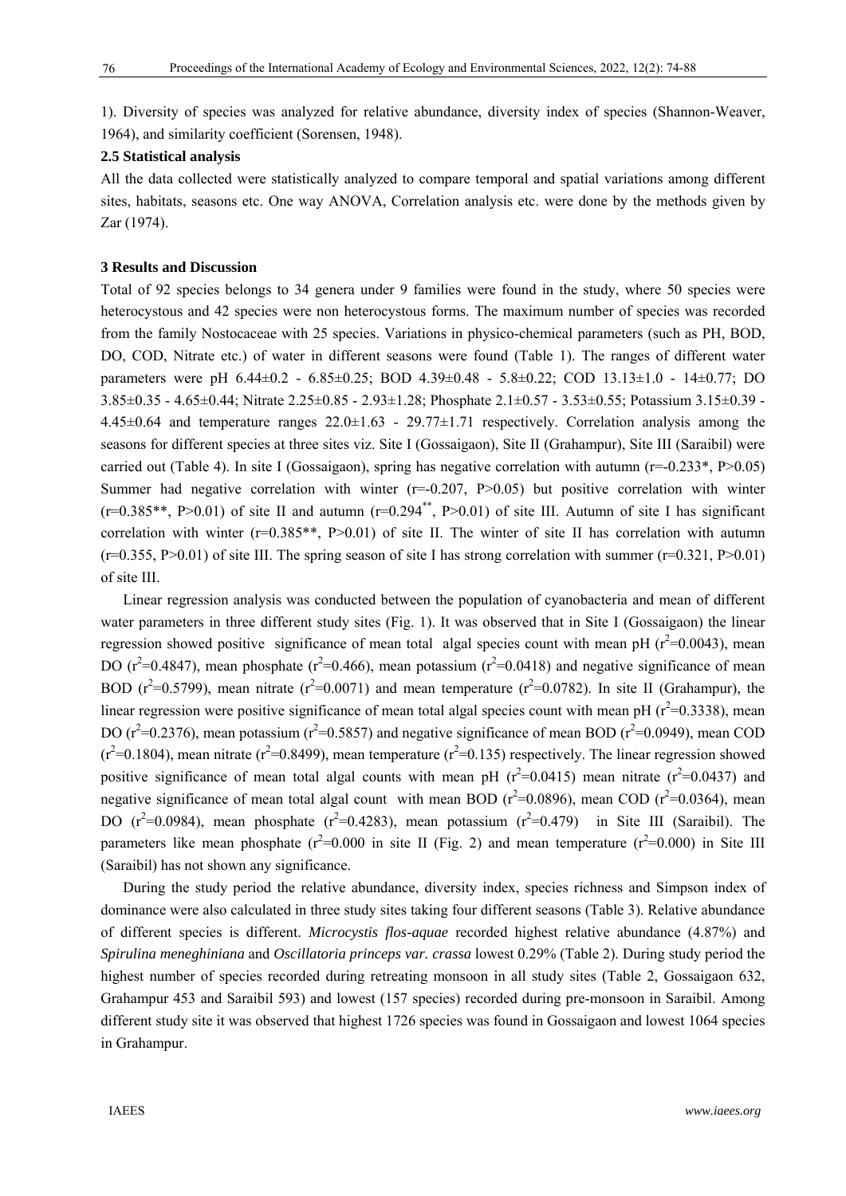1). Diversity of species was analyzed for relative abundance, diversity index of species (Shannon-Weaver, 1964), and similarity coefficient (Sorensen, 1948).

### 2.5 Statistical analysis

All the data collected were statistically analyzed to compare temporal and spatial variations among different sites, habitats, seasons etc. One way ANOVA, Correlation analysis etc. were done by the methods given by Zar (1974).

## 3 Results and Discussion

Total of 92 species belongs to 34 genera under 9 families were found in the study, where 50 species were heterocystous and 42 species were non heterocystous forms. The maximum number of species was recorded from the family Nostocaceae with 25 species. Variations in physico-chemical parameters (such as PH, BOD, DO, COD, Nitrate etc.) of water in different seasons were found (Table 1). The ranges of different water parameters were pH 6.44±0.2 - 6.85±0.25; BOD 4.39±0.48 - 5.8±0.22; COD 13.13±1.0 - 14±0.77; DO 3.85±0.35 - 4.65±0.44; Nitrate 2.25±0.85 - 2.93±1.28; Phosphate 2.1±0.57 - 3.53±0.55; Potassium 3.15±0.39 - 4.45±0.64 and temperature ranges 22.0±1.63 - 29.77±1.71 respectively. Correlation analysis among the seasons for different species at three sites viz. Site I (Gossaigaon), Site II (Grahampur), Site III (Saraibil) were carried out (Table 4). In site I (Gossaigaon), spring has negative correlation with autumn ($r$=-0.233*, $P$>0.05) Summer had negative correlation with winter ($r$=-0.207, $P$>0.05) but positive correlation with winter ($r$=0.385**, $P$>0.01) of site II and autumn ($r=0.294^{**}$, $P$>0.01) of site III. Autumn of site I has significant correlation with winter ($r$=0.385**, $P$>0.01) of site II. The winter of site II has correlation with autumn ($r$=0.355, $P$>0.01) of site III. The spring season of site I has strong correlation with summer ($r$=0.321, $P$>0.01) of site III.

Linear regression analysis was conducted between the population of cyanobacteria and mean of different water parameters in three different study sites (Fig. 1). It was observed that in Site I (Gossaigaon) the linear regression showed positive significance of mean total algal species count with mean pH ($r^2$=0.0043), mean DO ($r^2$=0.4847), mean phosphate ($r^2$=0.466), mean potassium ($r^2$=0.0418) and negative significance of mean BOD ($r^2$=0.5799), mean nitrate ($r^2$=0.0071) and mean temperature ($r^2$=0.0782). In site II (Grahampur), the linear regression were positive significance of mean total algal species count with mean pH ($r^2$=0.3338), mean DO ($r^2$=0.2376), mean potassium ($r^2$=0.5857) and negative significance of mean BOD ($r^2$=0.0949), mean COD ($r^2$=0.1804), mean nitrate ($r^2$=0.8499), mean temperature ($r^2$=0.135) respectively. The linear regression showed positive significance of mean total algal counts with mean pH ($r^2$=0.0415) mean nitrate ($r^2$=0.0437) and negative significance of mean total algal count with mean BOD ($r^2$=0.0896), mean COD ($r^2$=0.0364), mean DO ($r^2$=0.0984), mean phosphate ($r^2$=0.4283), mean potassium ($r^2$=0.479) in Site III (Saraibil). The parameters like mean phosphate ($r^2$=0.000 in site II (Fig. 2) and mean temperature ($r^2$=0.000) in Site III (Saraibil) has not shown any significance.

During the study period the relative abundance, diversity index, species richness and Simpson index of dominance were also calculated in three study sites taking four different seasons (Table 3). Relative abundance of different species is different. *Microcystis flos-aquae* recorded highest relative abundance (4.87%) and *Spirulina meneghiniana* and *Oscillatoria princeps var. crassa* lowest 0.29% (Table 2). During study period the highest number of species recorded during retreating monsoon in all study sites (Table 2, Gossaigaon 632, Grahampur 453 and Saraibil 593) and lowest (157 species) recorded during pre-monsoon in Saraibil. Among different study site it was observed that highest 1726 species was found in Gossaigaon and lowest 1064 species in Grahampur.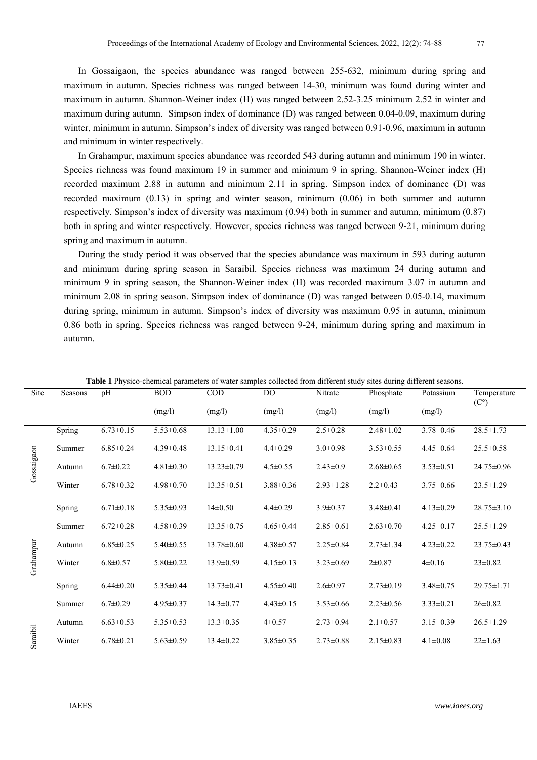In Gossaigaon, the species abundance was ranged between 255-632, minimum during spring and maximum in autumn. Species richness was ranged between 14-30, minimum was found during winter and maximum in autumn. Shannon-Weiner index (H) was ranged between 2.52-3.25 minimum 2.52 in winter and maximum during autumn. Simpson index of dominance (D) was ranged between 0.04-0.09, maximum during winter, minimum in autumn. Simpson's index of diversity was ranged between 0.91-0.96, maximum in autumn and minimum in winter respectively.

In Grahampur, maximum species abundance was recorded 543 during autumn and minimum 190 in winter. Species richness was found maximum 19 in summer and minimum 9 in spring. Shannon-Weiner index (H) recorded maximum 2.88 in autumn and minimum 2.11 in spring. Simpson index of dominance (D) was recorded maximum (0.13) in spring and winter season, minimum (0.06) in both summer and autumn respectively. Simpson's index of diversity was maximum (0.94) both in summer and autumn, minimum (0.87) both in spring and winter respectively. However, species richness was ranged between 9-21, minimum during spring and maximum in autumn.

During the study period it was observed that the species abundance was maximum in 593 during autumn and minimum during spring season in Saraibil. Species richness was maximum 24 during autumn and minimum 9 in spring season, the Shannon-Weiner index (H) was recorded maximum 3.07 in autumn and minimum 2.08 in spring season. Simpson index of dominance (D) was ranged between 0.05-0.14, maximum during spring, minimum in autumn. Simpson's index of diversity was maximum 0.95 in autumn, minimum 0.86 both in spring. Species richness was ranged between 9-24, minimum during spring and maximum in autumn.

**Table 1** Physico-chemical parameters of water samples collected from different study sites during different seasons.

| Site | Seasons | pH | BOD (mg/l) | COD (mg/l) | DO (mg/l) | Nitrate (mg/l) | Phosphate (mg/l) | Potassium (mg/l) | Temperature (C°) |
|---|---|---|---|---|---|---|---|---|---|
| Gossaigaon | Spring | 6.73±0.15 | 5.53±0.68 | 13.13±1.00 | 4.35±0.29 | 2.5±0.28 | 2.48±1.02 | 3.78±0.46 | 28.5±1.73 |
| | Summer | 6.85±0.24 | 4.39±0.48 | 13.15±0.41 | 4.4±0.29 | 3.0±0.98 | 3.53±0.55 | 4.45±0.64 | 25.5±0.58 |
| | Autumn | 6.7±0.22 | 4.81±0.30 | 13.23±0.79 | 4.5±0.55 | 2.43±0.9 | 2.68±0.65 | 3.53±0.51 | 24.75±0.96 |
| | Winter | 6.78±0.32 | 4.98±0.70 | 13.35±0.51 | 3.88±0.36 | 2.93±1.28 | 2.2±0.43 | 3.75±0.66 | 23.5±1.29 |
| Grahampur | Spring | 6.71±0.18 | 5.35±0.93 | 14±0.50 | 4.4±0.29 | 3.9±0.37 | 3.48±0.41 | 4.13±0.29 | 28.75±3.10 |
| | Summer | 6.72±0.28 | 4.58±0.39 | 13.35±0.75 | 4.65±0.44 | 2.85±0.61 | 2.63±0.70 | 4.25±0.17 | 25.5±1.29 |
| | Autumn | 6.85±0.25 | 5.40±0.55 | 13.78±0.60 | 4.38±0.57 | 2.25±0.84 | 2.73±1.34 | 4.23±0.22 | 23.75±0.43 |
| | Winter | 6.8±0.57 | 5.80±0.22 | 13.9±0.59 | 4.15±0.13 | 3.23±0.69 | 2±0.87 | 4±0.16 | 23±0.82 |
| Saraibil | Spring | 6.44±0.20 | 5.35±0.44 | 13.73±0.41 | 4.55±0.40 | 2.6±0.97 | 2.73±0.19 | 3.48±0.75 | 29.75±1.71 |
| | Summer | 6.7±0.29 | 4.95±0.37 | 14.3±0.77 | 4.43±0.15 | 3.53±0.66 | 2.23±0.56 | 3.33±0.21 | 26±0.82 |
| | Autumn | 6.63±0.53 | 5.35±0.53 | 13.3±0.35 | 4±0.57 | 2.73±0.94 | 2.1±0.57 | 3.15±0.39 | 26.5±1.29 |
| | Winter | 6.78±0.21 | 5.63±0.59 | 13.4±0.22 | 3.85±0.35 | 2.73±0.88 | 2.15±0.83 | 4.1±0.08 | 22±1.63 |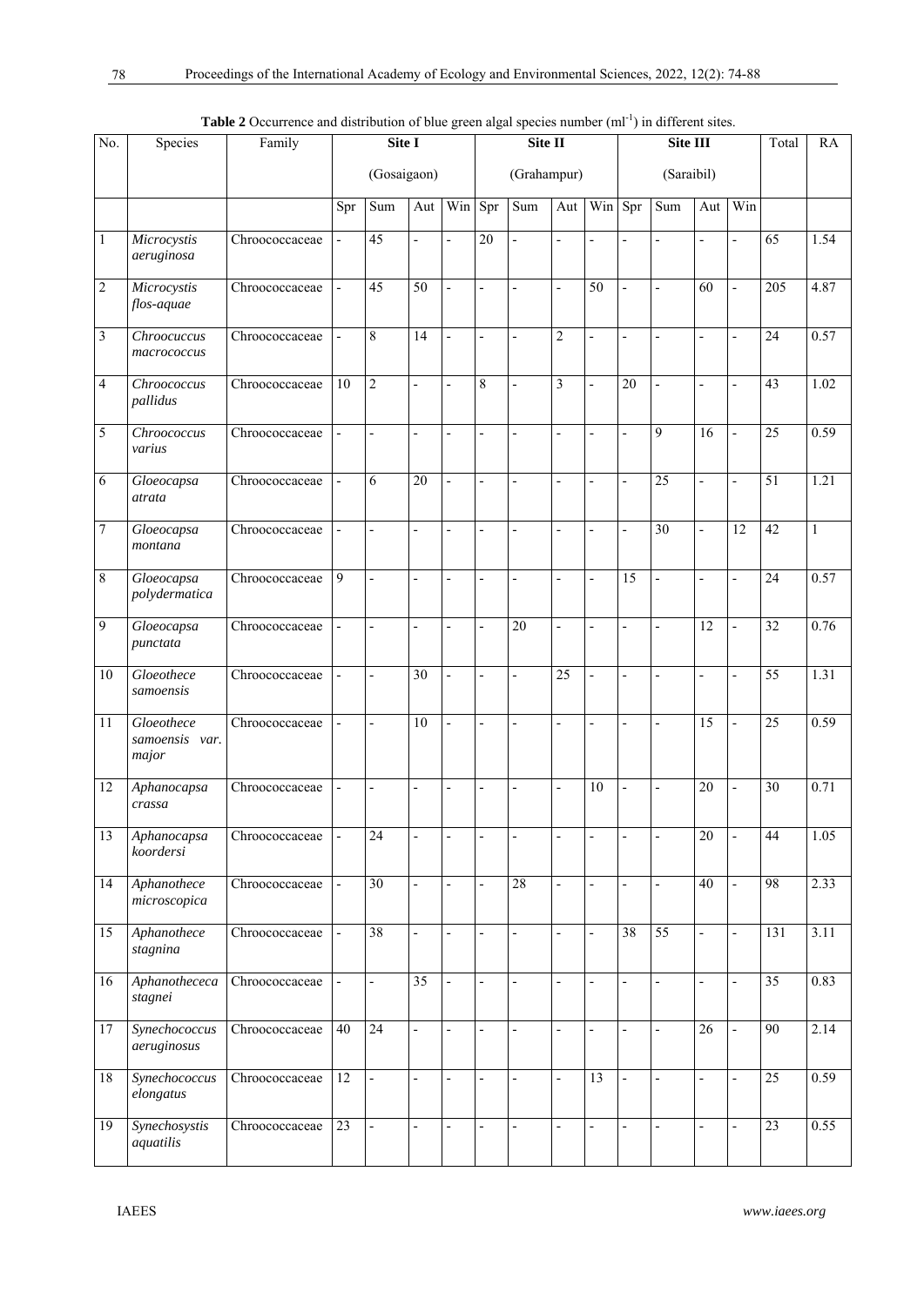**Table 2** Occurrence and distribution of blue green algal species number ($ml^{-1}$) in different sites.

| No. | Species | Family | Site I (Gosaigaon) | | | | Site II (Grahampur) | | | | Site III (Saraibil) | | | | Total | RA |
|---|---|---|---|---|---|---|---|---|---|---|---|---|---|---|---|---|
| | | | Spr | Sum | Aut | Win | Spr | Sum | Aut | Win | Spr | Sum | Aut | Win | | |
| 1 | *Microcystis aeruginosa* | Chroococcaceae | - | 45 | - | - | 20 | - | - | - | - | - | - | - | 65 | 1.54 |
| 2 | *Microcystis flos-aquae* | Chroococcaceae | - | 45 | 50 | - | - | - | - | 50 | - | - | 60 | - | 205 | 4.87 |
| 3 | *Chroocuccus macrococcus* | Chroococcaceae | - | 8 | 14 | - | - | - | 2 | - | - | - | - | - | 24 | 0.57 |
| 4 | *Chroococcus pallidus* | Chroococcaceae | 10 | 2 | - | - | 8 | - | 3 | - | 20 | - | - | - | 43 | 1.02 |
| 5 | *Chroococcus varius* | Chroococcaceae | - | - | - | - | - | - | - | - | - | 9 | 16 | - | 25 | 0.59 |
| 6 | *Gloeocapsa atrata* | Chroococcaceae | - | 6 | 20 | - | - | - | - | - | - | 25 | - | - | 51 | 1.21 |
| 7 | *Gloeocapsa montana* | Chroococcaceae | - | - | - | - | - | - | - | - | - | 30 | - | 12 | 42 | 1 |
| 8 | *Gloeocapsa polydermatica* | Chroococcaceae | 9 | - | - | - | - | - | - | - | 15 | - | - | - | 24 | 0.57 |
| 9 | *Gloeocapsa punctata* | Chroococcaceae | - | - | - | - | - | 20 | - | - | - | - | 12 | - | 32 | 0.76 |
| 10 | *Gloeothece samoensis* | Chroococcaceae | - | - | 30 | - | - | - | 25 | - | - | - | - | - | 55 | 1.31 |
| 11 | *Gloeothece samoensis var. major* | Chroococcaceae | - | - | 10 | - | - | - | - | - | - | - | 15 | - | 25 | 0.59 |
| 12 | *Aphanocapsa crassa* | Chroococcaceae | - | - | - | - | - | - | - | 10 | - | - | 20 | - | 30 | 0.71 |
| 13 | *Aphanocapsa koordersi* | Chroococcaceae | - | 24 | - | - | - | - | - | - | - | - | 20 | - | 44 | 1.05 |
| 14 | *Aphanothece microscopica* | Chroococcaceae | - | 30 | - | - | - | 28 | - | - | - | - | 40 | - | 98 | 2.33 |
| 15 | *Aphanothece stagnina* | Chroococcaceae | - | 38 | - | - | - | - | - | - | 38 | 55 | - | - | 131 | 3.11 |
| 16 | *Aphanothececa stagnei* | Chroococcaceae | - | - | 35 | - | - | - | - | - | - | - | - | - | 35 | 0.83 |
| 17 | *Synechococcus aeruginosus* | Chroococcaceae | 40 | 24 | - | - | - | - | - | - | - | - | 26 | - | 90 | 2.14 |
| 18 | *Synechococcus elongatus* | Chroococcaceae | 12 | - | - | - | - | - | - | 13 | - | - | - | - | 25 | 0.59 |
| 19 | *Synechosystis aquatilis* | Chroococcaceae | 23 | - | - | - | - | - | - | - | - | - | - | - | 23 | 0.55 |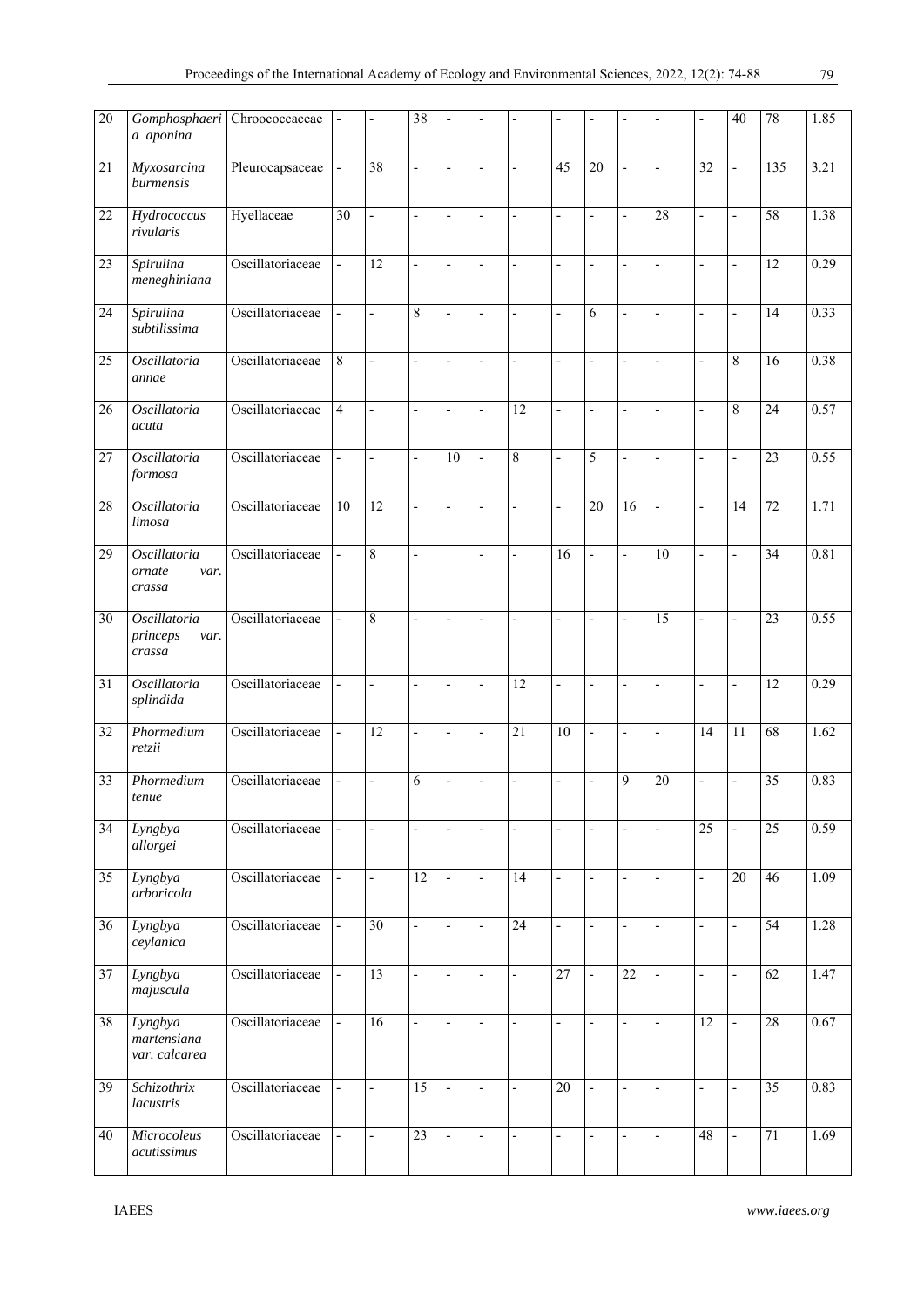| | | | | | | | | | | | | | | | |
|---|---|---|---|---|---|---|---|---|---|---|---|---|---|---|---|
| 20 | *Gomphosphaeria aponina* | Chroococcaceae | - | - | 38 | - | - | - | - | - | - | - | - | 40 | 78 | 1.85 |
| 21 | *Myxosarcina burmensis* | Pleurocapsaceae | - | 38 | - | - | - | - | 45 | 20 | - | - | 32 | - | 135 | 3.21 |
| 22 | *Hydrococcus rivularis* | Hyellaceae | 30 | - | - | - | - | - | - | - | - | 28 | - | - | 58 | 1.38 |
| 23 | *Spirulina meneghiniana* | Oscillatoriaceae | - | 12 | - | - | - | - | - | - | - | - | - | - | 12 | 0.29 |
| 24 | *Spirulina subtilissima* | Oscillatoriaceae | - | - | 8 | - | - | - | - | 6 | - | - | - | - | 14 | 0.33 |
| 25 | *Oscillatoria annae* | Oscillatoriaceae | 8 | - | - | - | - | - | - | - | - | - | - | 8 | 16 | 0.38 |
| 26 | *Oscillatoria acuta* | Oscillatoriaceae | 4 | - | - | - | - | 12 | - | - | - | - | - | 8 | 24 | 0.57 |
| 27 | *Oscillatoria formosa* | Oscillatoriaceae | - | - | - | 10 | - | 8 | - | 5 | - | - | - | - | 23 | 0.55 |
| 28 | *Oscillatoria limosa* | Oscillatoriaceae | 10 | 12 | - | - | - | - | - | 20 | 16 | - | - | 14 | 72 | 1.71 |
| 29 | *Oscillatoria ornate* var. *crassa* | Oscillatoriaceae | - | 8 | - | | - | - | 16 | - | - | 10 | - | - | 34 | 0.81 |
| 30 | *Oscillatoria princeps* var. *crassa* | Oscillatoriaceae | - | 8 | - | - | - | - | - | - | - | 15 | - | - | 23 | 0.55 |
| 31 | *Oscillatoria splindida* | Oscillatoriaceae | - | - | - | - | - | 12 | - | - | - | - | - | - | 12 | 0.29 |
| 32 | *Phormedium retzii* | Oscillatoriaceae | - | 12 | - | - | - | 21 | 10 | - | - | - | 14 | 11 | 68 | 1.62 |
| 33 | *Phormedium tenue* | Oscillatoriaceae | - | - | 6 | - | - | - | - | - | 9 | 20 | - | - | 35 | 0.83 |
| 34 | *Lyngbya allorgei* | Oscillatoriaceae | - | - | - | - | - | - | - | - | - | - | 25 | - | 25 | 0.59 |
| 35 | *Lyngbya arboricola* | Oscillatoriaceae | - | - | 12 | - | - | 14 | - | - | - | - | - | 20 | 46 | 1.09 |
| 36 | *Lyngbya ceylanica* | Oscillatoriaceae | - | 30 | - | - | - | 24 | - | - | - | - | - | - | 54 | 1.28 |
| 37 | *Lyngbya majuscula* | Oscillatoriaceae | - | 13 | - | - | - | - | 27 | - | 22 | - | - | - | 62 | 1.47 |
| 38 | *Lyngbya martensiana var. calcarea* | Oscillatoriaceae | - | 16 | - | - | - | - | - | - | - | - | 12 | - | 28 | 0.67 |
| 39 | *Schizothrix lacustris* | Oscillatoriaceae | - | - | 15 | - | - | - | 20 | - | - | - | - | - | 35 | 0.83 |
| 40 | *Microcoleus acutissimus* | Oscillatoriaceae | - | - | 23 | - | - | - | - | - | - | - | 48 | - | 71 | 1.69 |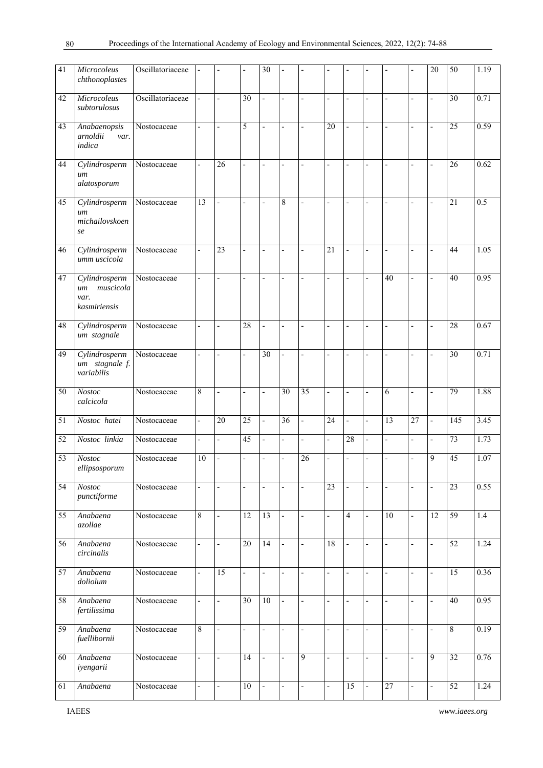| | | | | | | | | | | | | | | | |
|---|---|---|---|---|---|---|---|---|---|---|---|---|---|---|---|
| 41 | *Microcoleus chthonoplastes* | Oscillatoriaceae | - | - | - | 30 | - | - | - | - | - | - | - | 20 | 50 | 1.19 |
| 42 | *Microcoleus subtorulosus* | Oscillatoriaceae | - | - | 30 | - | - | - | - | - | - | - | - | - | 30 | 0.71 |
| 43 | *Anabaenopsis arnoldii var. indica* | Nostocaceae | - | - | 5 | - | - | - | 20 | - | - | - | - | - | 25 | 0.59 |
| 44 | *Cylindrospermum alatosporum* | Nostocaceae | - | 26 | - | - | - | - | - | - | - | - | - | - | 26 | 0.62 |
| 45 | *Cylindrospermum michailovskoense* | Nostocaceae | 13 | - | - | - | 8 | - | - | - | - | - | - | - | 21 | 0.5 |
| 46 | *Cylindrospermumm uscicola* | Nostocaceae | - | 23 | - | - | - | - | 21 | - | - | - | - | - | 44 | 1.05 |
| 47 | *Cylindrospermum muscicola var. kasmiriensis* | Nostocaceae | - | - | - | - | - | - | - | - | - | 40 | - | - | 40 | 0.95 |
| 48 | *Cylindrospermum stagnale* | Nostocaceae | - | - | 28 | - | - | - | - | - | - | - | - | - | 28 | 0.67 |
| 49 | *Cylindrospermum stagnale f. variabilis* | Nostocaceae | - | - | - | 30 | - | - | - | - | - | - | - | - | 30 | 0.71 |
| 50 | *Nostoc calcicola* | Nostocaceae | 8 | - | - | - | 30 | 35 | - | - | - | 6 | - | - | 79 | 1.88 |
| 51 | *Nostoc hatei* | Nostocaceae | - | 20 | 25 | - | 36 | - | 24 | - | - | 13 | 27 | - | 145 | 3.45 |
| 52 | *Nostoc linkia* | Nostocaceae | - | - | 45 | - | - | - | - | 28 | - | - | - | - | 73 | 1.73 |
| 53 | *Nostoc ellipsosporum* | Nostocaceae | 10 | - | - | - | - | 26 | - | - | - | - | - | 9 | 45 | 1.07 |
| 54 | *Nostoc punctiforme* | Nostocaceae | - | - | - | - | - | - | 23 | - | - | - | - | - | 23 | 0.55 |
| 55 | *Anabaena azollae* | Nostocaceae | 8 | - | 12 | 13 | - | - | - | 4 | - | 10 | - | 12 | 59 | 1.4 |
| 56 | *Anabaena circinalis* | Nostocaceae | - | - | 20 | 14 | - | - | 18 | - | - | - | - | - | 52 | 1.24 |
| 57 | *Anabaena doliolum* | Nostocaceae | - | 15 | - | - | - | - | - | - | - | - | - | - | 15 | 0.36 |
| 58 | *Anabaena fertilissima* | Nostocaceae | - | - | 30 | 10 | - | - | - | - | - | - | - | - | 40 | 0.95 |
| 59 | *Anabaena fuellibornii* | Nostocaceae | 8 | - | - | - | - | - | - | - | - | - | - | - | 8 | 0.19 |
| 60 | *Anabaena iyengarii* | Nostocaceae | - | - | 14 | - | - | 9 | - | - | - | - | - | 9 | 32 | 0.76 |
| 61 | *Anabaena* | Nostocaceae | - | - | 10 | - | - | - | - | 15 | - | 27 | - | - | 52 | 1.24 |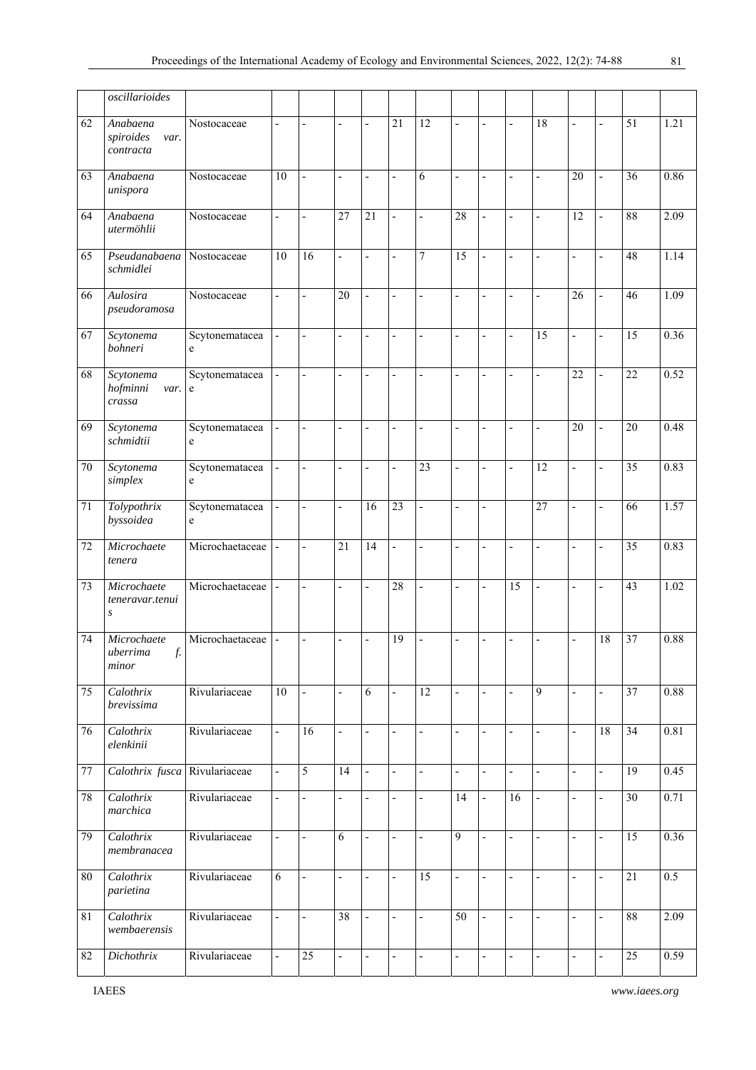| | | | | | | | | | | | | | | | | |
|---|---|---|---|---|---|---|---|---|---|---|---|---|---|---|---|---|
| | *oscillarioides* | | | | | | | | | | | | | | | |
| 62 | *Anabaena spiroides var. contracta* | Nostocaceae | - | - | - | - | 21 | 12 | - | - | - | 18 | - | - | 51 | 1.21 |
| 63 | *Anabaena unispora* | Nostocaceae | 10 | - | - | - | - | 6 | - | - | - | - | 20 | - | 36 | 0.86 |
| 64 | *Anabaena utermöhlii* | Nostocaceae | - | - | 27 | 21 | - | - | 28 | - | - | - | 12 | - | 88 | 2.09 |
| 65 | *Pseudanabaena schmidlei* | Nostocaceae | 10 | 16 | - | - | - | 7 | 15 | - | - | - | - | - | 48 | 1.14 |
| 66 | *Aulosira pseudoramosa* | Nostocaceae | - | - | 20 | - | - | - | - | - | - | - | 26 | - | 46 | 1.09 |
| 67 | *Scytonema bohneri* | Scytonemataceae | - | - | - | - | - | - | - | - | - | 15 | - | - | 15 | 0.36 |
| 68 | *Scytonema hofminni var. crassa* | Scytonemataceae | - | - | - | - | - | - | - | - | - | - | 22 | - | 22 | 0.52 |
| 69 | *Scytonema schmidtii* | Scytonemataceae | - | - | - | - | - | - | - | - | - | - | 20 | - | 20 | 0.48 |
| 70 | *Scytonema simplex* | Scytonemataceae | - | - | - | - | - | 23 | - | - | - | 12 | - | - | 35 | 0.83 |
| 71 | *Tolypothrix byssoidea* | Scytonemataceae | - | - | - | 16 | 23 | - | - | - | | 27 | - | - | 66 | 1.57 |
| 72 | *Microchaete tenera* | Microchaetaceae | - | - | 21 | 14 | - | - | - | - | - | - | - | - | 35 | 0.83 |
| 73 | *Microchaete teneravar.tenuis* | Microchaetaceae | - | - | - | - | 28 | - | - | - | 15 | - | - | - | 43 | 1.02 |
| 74 | *Microchaete uberrima f. minor* | Microchaetaceae | - | - | - | - | 19 | - | - | - | - | - | - | 18 | 37 | 0.88 |
| 75 | *Calothrix brevissima* | Rivulariaceae | 10 | - | - | 6 | - | 12 | - | - | - | 9 | - | - | 37 | 0.88 |
| 76 | *Calothrix elenkinii* | Rivulariaceae | - | 16 | - | - | - | - | - | - | - | - | - | 18 | 34 | 0.81 |
| 77 | *Calothrix fusca* | Rivulariaceae | - | 5 | 14 | - | - | - | - | - | - | - | - | - | 19 | 0.45 |
| 78 | *Calothrix marchica* | Rivulariaceae | - | - | - | - | - | - | 14 | - | 16 | - | - | - | 30 | 0.71 |
| 79 | *Calothrix membranacea* | Rivulariaceae | - | - | 6 | - | - | - | 9 | - | - | - | - | - | 15 | 0.36 |
| 80 | *Calothrix parietina* | Rivulariaceae | 6 | - | - | - | - | 15 | - | - | - | - | - | - | 21 | 0.5 |
| 81 | *Calothrix wembaerensis* | Rivulariaceae | - | - | 38 | - | - | - | 50 | - | - | - | - | - | 88 | 2.09 |
| 82 | *Dichothrix* | Rivulariaceae | - | 25 | - | - | - | - | - | - | - | - | - | - | 25 | 0.59 |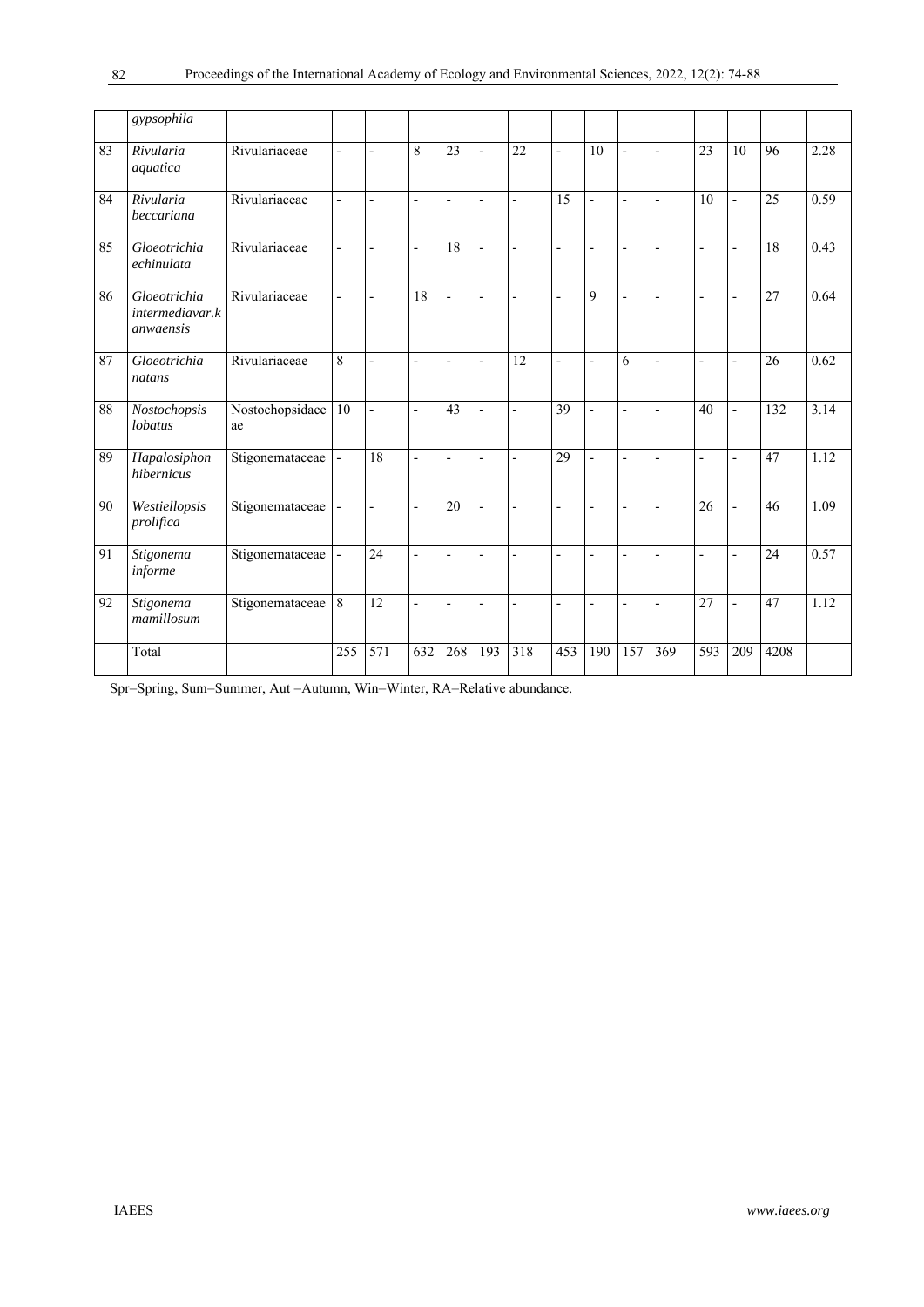| | | | | | | | | | | | | | | | | |
|---|---|---|---|---|---|---|---|---|---|---|---|---|---|---|---|---|
| | *gypsophila* | | | | | | | | | | | | | | | |
| 83 | *Rivularia aquatica* | Rivulariaceae | - | - | 8 | 23 | - | 22 | - | 10 | - | - | 23 | 10 | 96 | 2.28 |
| 84 | *Rivularia beccariana* | Rivulariaceae | - | - | - | - | - | - | 15 | - | - | - | 10 | - | 25 | 0.59 |
| 85 | *Gloeotrichia echinulata* | Rivulariaceae | - | - | - | 18 | - | - | - | - | - | - | - | - | 18 | 0.43 |
| 86 | *Gloeotrichia intermediavar.k anwaensis* | Rivulariaceae | - | - | 18 | - | - | - | - | 9 | - | - | - | - | 27 | 0.64 |
| 87 | *Gloeotrichia natans* | Rivulariaceae | 8 | - | - | - | - | 12 | - | - | 6 | - | - | - | 26 | 0.62 |
| 88 | *Nostochopsis lobatus* | Nostochopsidaceae | 10 | - | - | 43 | - | - | 39 | - | - | - | 40 | - | 132 | 3.14 |
| 89 | *Hapalosiphon hibernicus* | Stigonemataceae | - | 18 | - | - | - | - | 29 | - | - | - | - | - | 47 | 1.12 |
| 90 | *Westiellopsis prolifica* | Stigonemataceae | - | - | - | 20 | - | - | - | - | - | - | 26 | - | 46 | 1.09 |
| 91 | *Stigonema informe* | Stigonemataceae | - | 24 | - | - | - | - | - | - | - | - | - | - | 24 | 0.57 |
| 92 | *Stigonema mamillosum* | Stigonemataceae | 8 | 12 | - | - | - | - | - | - | - | - | 27 | - | 47 | 1.12 |
| | Total | | 255 | 571 | 632 | 268 | 193 | 318 | 453 | 190 | 157 | 369 | 593 | 209 | 4208 | |

Spr=Spring, Sum=Summer, Aut =Autumn, Win=Winter, RA=Relative abundance.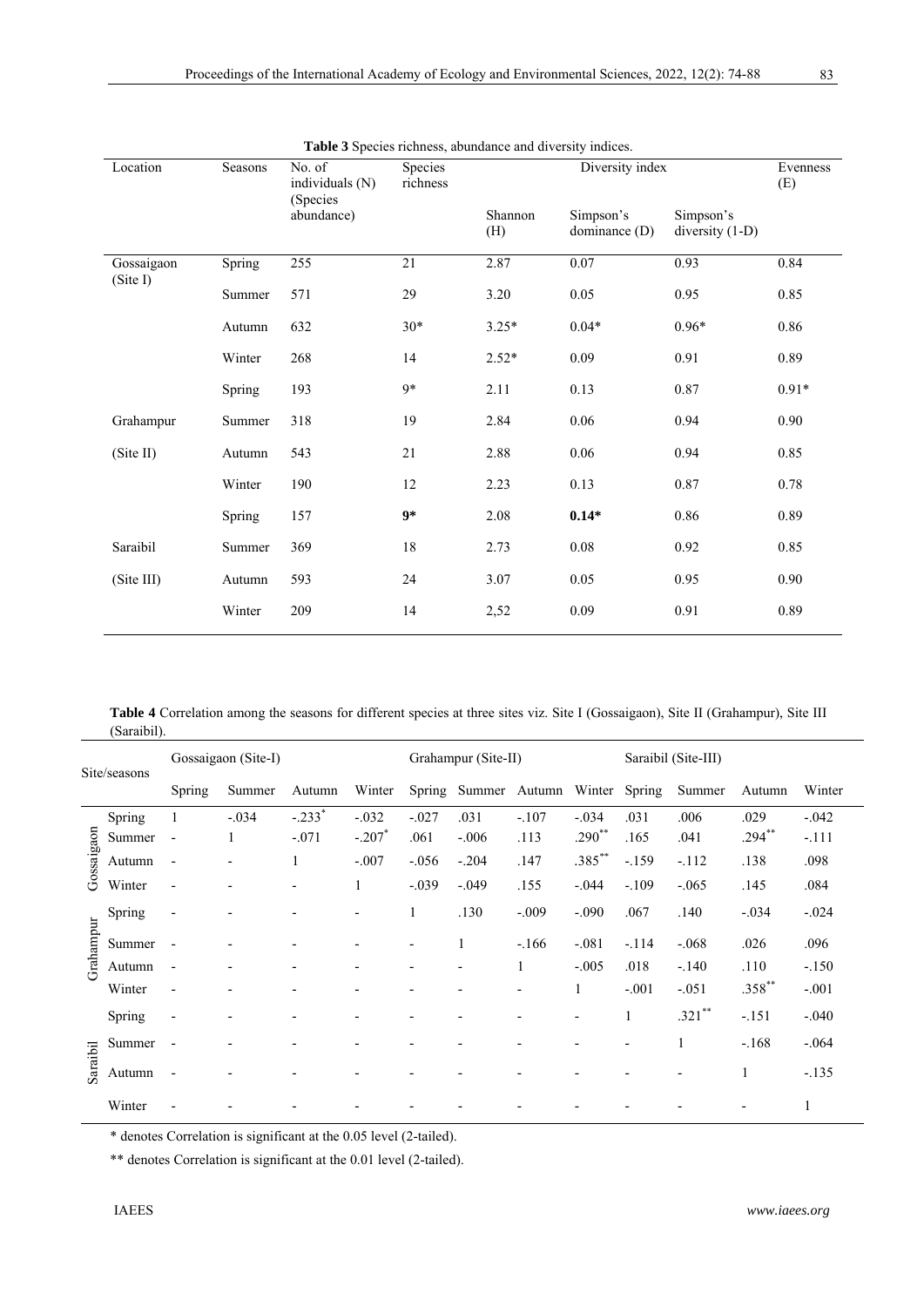**Table 3** Species richness, abundance and diversity indices.

| Location | Seasons | No. of individuals (N) (Species abundance) | Species richness | Diversity index | | | Evenness (E) |
|---|---|---|---|---|---|---|---|
| | | | | Shannon (H) | Simpson's dominance (D) | Simpson's diversity (1-D) | |
| Gossaigaon (Site I) | Spring | 255 | 21 | 2.87 | 0.07 | 0.93 | 0.84 |
| | Summer | 571 | 29 | 3.20 | 0.05 | 0.95 | 0.85 |
| | Autumn | 632 | 30* | 3.25* | 0.04* | 0.96* | 0.86 |
| | Winter | 268 | 14 | 2.52* | 0.09 | 0.91 | 0.89 |
| Grahampur (Site II) | Spring | 193 | 9* | 2.11 | 0.13 | 0.87 | 0.91* |
| | Summer | 318 | 19 | 2.84 | 0.06 | 0.94 | 0.90 |
| | Autumn | 543 | 21 | 2.88 | 0.06 | 0.94 | 0.85 |
| | Winter | 190 | 12 | 2.23 | 0.13 | 0.87 | 0.78 |
| Saraibil (Site III) | Spring | 157 | **9*** | 2.08 | **0.14*** | 0.86 | 0.89 |
| | Summer | 369 | 18 | 2.73 | 0.08 | 0.92 | 0.85 |
| | Autumn | 593 | 24 | 3.07 | 0.05 | 0.95 | 0.90 |
| | Winter | 209 | 14 | 2,52 | 0.09 | 0.91 | 0.89 |

**Table 4** Correlation among the seasons for different species at three sites viz. Site I (Gossaigaon), Site II (Grahampur), Site III (Saraibil).

| Site/seasons | | Gossaigaon (Site-I) | | | | Grahampur (Site-II) | | | | Saraibil (Site-III) | | | |
|---|---|---|---|---|---|---|---|---|---|---|---|---|---|
| | | Spring | Summer | Autumn | Winter | Spring | Summer | Autumn | Winter | Spring | Summer | Autumn | Winter |
| Gossaigaon | Spring | 1 | -.034 | -.233* | -.032 | -.027 | .031 | -.107 | -.034 | .031 | .006 | .029 | -.042 |
| | Summer | - | 1 | -.071 | -.207* | .061 | -.006 | .113 | .290** | .165 | .041 | .294** | -.111 |
| | Autumn | - | - | 1 | -.007 | -.056 | -.204 | .147 | .385** | -.159 | -.112 | .138 | .098 |
| | Winter | - | - | - | 1 | -.039 | -.049 | .155 | -.044 | -.109 | -.065 | .145 | .084 |
| Grahampur | Spring | - | - | - | - | 1 | .130 | -.009 | -.090 | .067 | .140 | -.034 | -.024 |
| | Summer | - | - | - | - | - | 1 | -.166 | -.081 | -.114 | -.068 | .026 | .096 |
| | Autumn | - | - | - | - | - | - | 1 | -.005 | .018 | -.140 | .110 | -.150 |
| | Winter | - | - | - | - | - | - | - | 1 | -.001 | -.051 | .358** | -.001 |
| Saraibil | Spring | - | - | - | - | - | - | - | - | 1 | .321** | -.151 | -.040 |
| | Summer | - | - | - | - | - | - | - | - | - | 1 | -.168 | -.064 |
| | Autumn | - | - | - | - | - | - | - | - | - | - | 1 | -.135 |
| | Winter | - | - | - | - | - | - | - | - | - | - | - | 1 |

\* denotes Correlation is significant at the 0.05 level (2-tailed).

\** denotes Correlation is significant at the 0.01 level (2-tailed).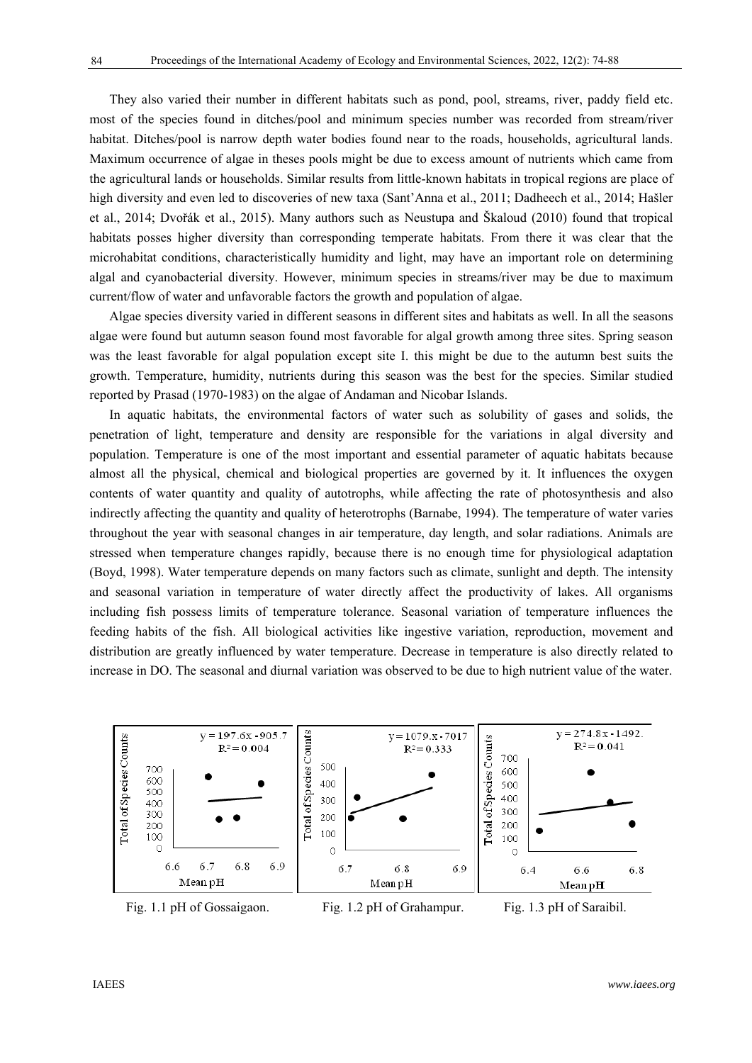They also varied their number in different habitats such as pond, pool, streams, river, paddy field etc. most of the species found in ditches/pool and minimum species number was recorded from stream/river habitat. Ditches/pool is narrow depth water bodies found near to the roads, households, agricultural lands. Maximum occurrence of algae in theses pools might be due to excess amount of nutrients which came from the agricultural lands or households. Similar results from little-known habitats in tropical regions are place of high diversity and even led to discoveries of new taxa (Sant'Anna et al., 2011; Dadheech et al., 2014; Hašler et al., 2014; Dvořák et al., 2015). Many authors such as Neustupa and Škaloud (2010) found that tropical habitats posses higher diversity than corresponding temperate habitats. From there it was clear that the microhabitat conditions, characteristically humidity and light, may have an important role on determining algal and cyanobacterial diversity. However, minimum species in streams/river may be due to maximum current/flow of water and unfavorable factors the growth and population of algae.

Algae species diversity varied in different seasons in different sites and habitats as well. In all the seasons algae were found but autumn season found most favorable for algal growth among three sites. Spring season was the least favorable for algal population except site I. this might be due to the autumn best suits the growth. Temperature, humidity, nutrients during this season was the best for the species. Similar studied reported by Prasad (1970-1983) on the algae of Andaman and Nicobar Islands.

In aquatic habitats, the environmental factors of water such as solubility of gases and solids, the penetration of light, temperature and density are responsible for the variations in algal diversity and population. Temperature is one of the most important and essential parameter of aquatic habitats because almost all the physical, chemical and biological properties are governed by it. It influences the oxygen contents of water quantity and quality of autotrophs, while affecting the rate of photosynthesis and also indirectly affecting the quantity and quality of heterotrophs (Barnabe, 1994). The temperature of water varies throughout the year with seasonal changes in air temperature, day length, and solar radiations. Animals are stressed when temperature changes rapidly, because there is no enough time for physiological adaptation (Boyd, 1998). Water temperature depends on many factors such as climate, sunlight and depth. The intensity and seasonal variation in temperature of water directly affect the productivity of lakes. All organisms including fish possess limits of temperature tolerance. Seasonal variation of temperature influences the feeding habits of the fish. All biological activities like ingestive variation, reproduction, movement and distribution are greatly influenced by water temperature. Decrease in temperature is also directly related to increase in DO. The seasonal and diurnal variation was observed to be due to high nutrient value of the water.

$y = 197.6x - 905.7$, $R^2 = 0.004$

Fig. 1.1 pH of Gossaigaon.

$y = 1079.x - 7017$, $R^2 = 0.333$

Fig. 1.2 pH of Grahampur.

$y = 274.8x - 1492.$, $R^2 = 0.041$

Fig. 1.3 pH of Saraibil.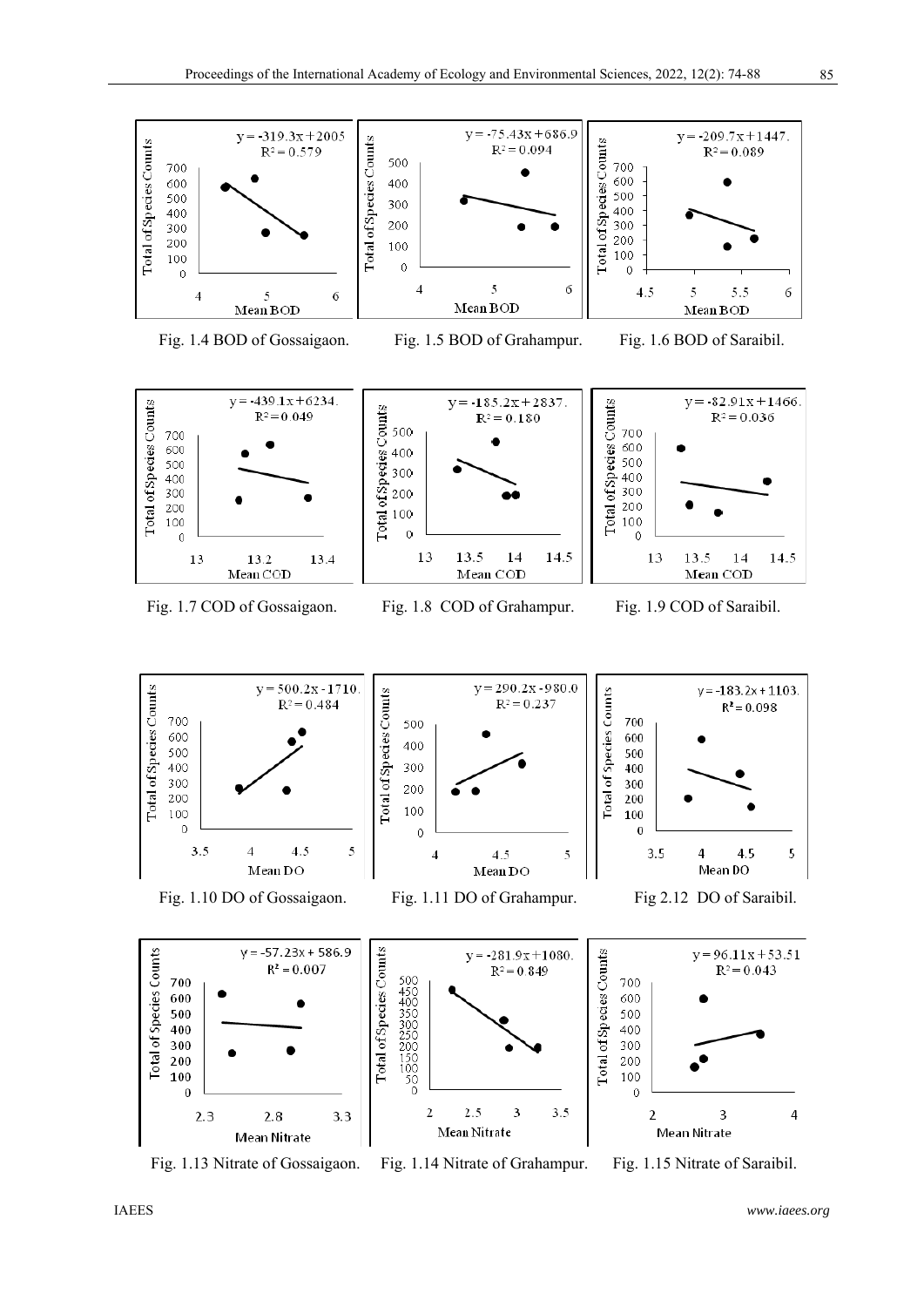Fig. 1.4 BOD of Gossaigaon.

Fig. 1.5 BOD of Grahampur.

Fig. 1.6 BOD of Saraibil.

Fig. 1.7 COD of Gossaigaon.

Fig. 1.8 COD of Grahampur.

Fig. 1.9 COD of Saraibil.

Fig. 1.10 DO of Gossaigaon.

Fig. 1.11 DO of Grahampur.

Fig 2.12 DO of Saraibil.

Fig. 1.13 Nitrate of Gossaigaon.

Fig. 1.14 Nitrate of Grahampur.

Fig. 1.15 Nitrate of Saraibil.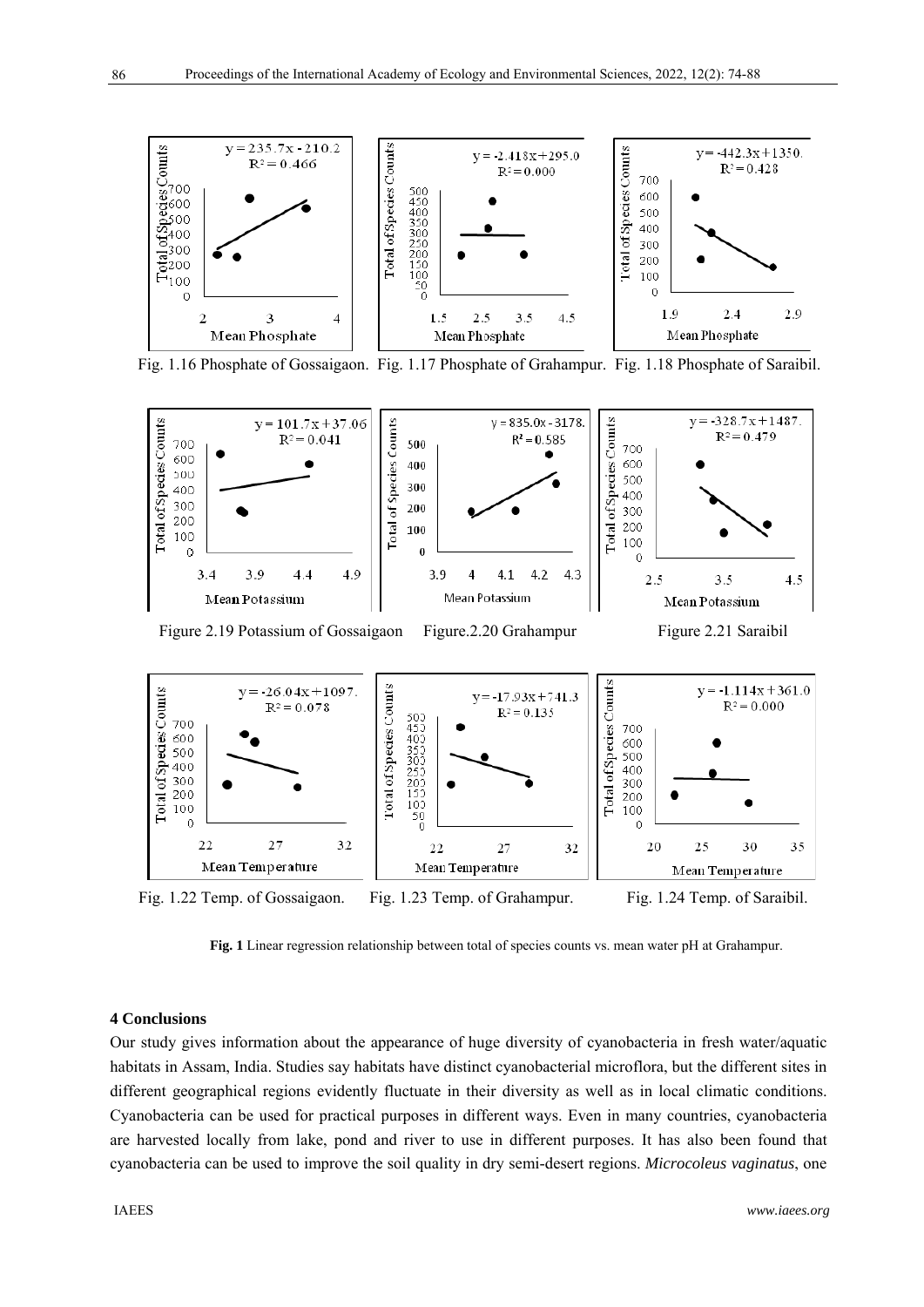Fig. 1.16 Phosphate of Gossaigaon. Fig. 1.17 Phosphate of Grahampur. Fig. 1.18 Phosphate of Saraibil.

Figure 2.19 Potassium of Gossaigaon Figure.2.20 Grahampur Figure 2.21 Saraibil

Fig. 1.22 Temp. of Gossaigaon. Fig. 1.23 Temp. of Grahampur. Fig. 1.24 Temp. of Saraibil.

**Fig. 1** Linear regression relationship between total of species counts vs. mean water pH at Grahampur.

## 4 Conclusions

Our study gives information about the appearance of huge diversity of cyanobacteria in fresh water/aquatic habitats in Assam, India. Studies say habitats have distinct cyanobacterial microflora, but the different sites in different geographical regions evidently fluctuate in their diversity as well as in local climatic conditions. Cyanobacteria can be used for practical purposes in different ways. Even in many countries, cyanobacteria are harvested locally from lake, pond and river to use in different purposes. It has also been found that cyanobacteria can be used to improve the soil quality in dry semi-desert regions. *Microcoleus vaginatus*, one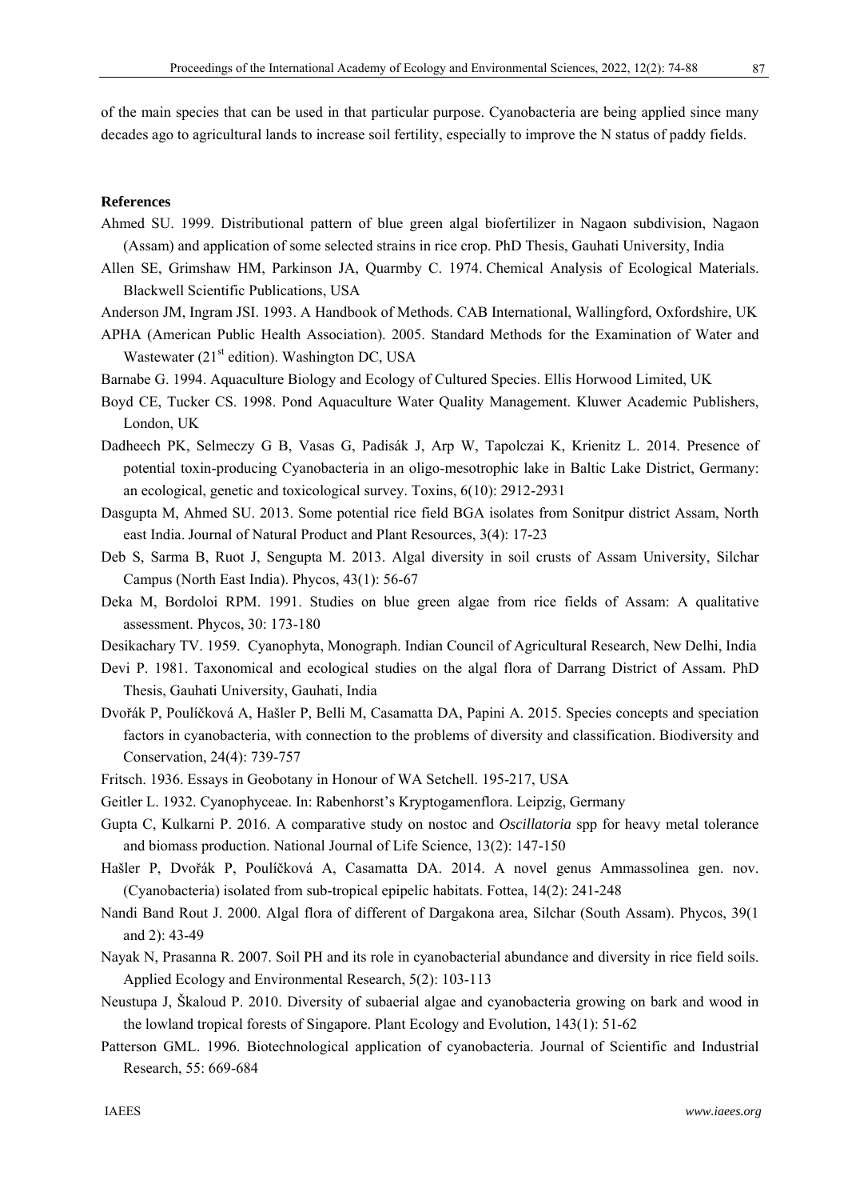of the main species that can be used in that particular purpose. Cyanobacteria are being applied since many decades ago to agricultural lands to increase soil fertility, especially to improve the N status of paddy fields.

## References

Ahmed SU. 1999. Distributional pattern of blue green algal biofertilizer in Nagaon subdivision, Nagaon (Assam) and application of some selected strains in rice crop. PhD Thesis, Gauhati University, India

Allen SE, Grimshaw HM, Parkinson JA, Quarmby C. 1974. Chemical Analysis of Ecological Materials. Blackwell Scientific Publications, USA

Anderson JM, Ingram JSI. 1993. A Handbook of Methods. CAB International, Wallingford, Oxfordshire, UK

APHA (American Public Health Association). 2005. Standard Methods for the Examination of Water and Wastewater (21st edition). Washington DC, USA

Barnabe G. 1994. Aquaculture Biology and Ecology of Cultured Species. Ellis Horwood Limited, UK

Boyd CE, Tucker CS. 1998. Pond Aquaculture Water Quality Management. Kluwer Academic Publishers, London, UK

Dadheech PK, Selmeczy G B, Vasas G, Padisák J, Arp W, Tapolczai K, Krienitz L. 2014. Presence of potential toxin-producing Cyanobacteria in an oligo-mesotrophic lake in Baltic Lake District, Germany: an ecological, genetic and toxicological survey. Toxins, 6(10): 2912-2931

Dasgupta M, Ahmed SU. 2013. Some potential rice field BGA isolates from Sonitpur district Assam, North east India. Journal of Natural Product and Plant Resources, 3(4): 17-23

Deb S, Sarma B, Ruot J, Sengupta M. 2013. Algal diversity in soil crusts of Assam University, Silchar Campus (North East India). Phycos, 43(1): 56-67

Deka M, Bordoloi RPM. 1991. Studies on blue green algae from rice fields of Assam: A qualitative assessment. Phycos, 30: 173-180

Desikachary TV. 1959. Cyanophyta, Monograph. Indian Council of Agricultural Research, New Delhi, India

Devi P. 1981. Taxonomical and ecological studies on the algal flora of Darrang District of Assam. PhD Thesis, Gauhati University, Gauhati, India

Dvořák P, Poulíčková A, Hašler P, Belli M, Casamatta DA, Papini A. 2015. Species concepts and speciation factors in cyanobacteria, with connection to the problems of diversity and classification. Biodiversity and Conservation, 24(4): 739-757

Fritsch. 1936. Essays in Geobotany in Honour of WA Setchell. 195-217, USA

Geitler L. 1932. Cyanophyceae. In: Rabenhorst's Kryptogamenflora. Leipzig, Germany

Gupta C, Kulkarni P. 2016. A comparative study on nostoc and *Oscillatoria* spp for heavy metal tolerance and biomass production. National Journal of Life Science, 13(2): 147-150

Hašler P, Dvořák P, Poulíčková A, Casamatta DA. 2014. A novel genus Ammassolinea gen. nov. (Cyanobacteria) isolated from sub-tropical epipelic habitats. Fottea, 14(2): 241-248

Nandi Band Rout J. 2000. Algal flora of different of Dargakona area, Silchar (South Assam). Phycos, 39(1 and 2): 43-49

Nayak N, Prasanna R. 2007. Soil PH and its role in cyanobacterial abundance and diversity in rice field soils. Applied Ecology and Environmental Research, 5(2): 103-113

Neustupa J, Škaloud P. 2010. Diversity of subaerial algae and cyanobacteria growing on bark and wood in the lowland tropical forests of Singapore. Plant Ecology and Evolution, 143(1): 51-62

Patterson GML. 1996. Biotechnological application of cyanobacteria. Journal of Scientific and Industrial Research, 55: 669-684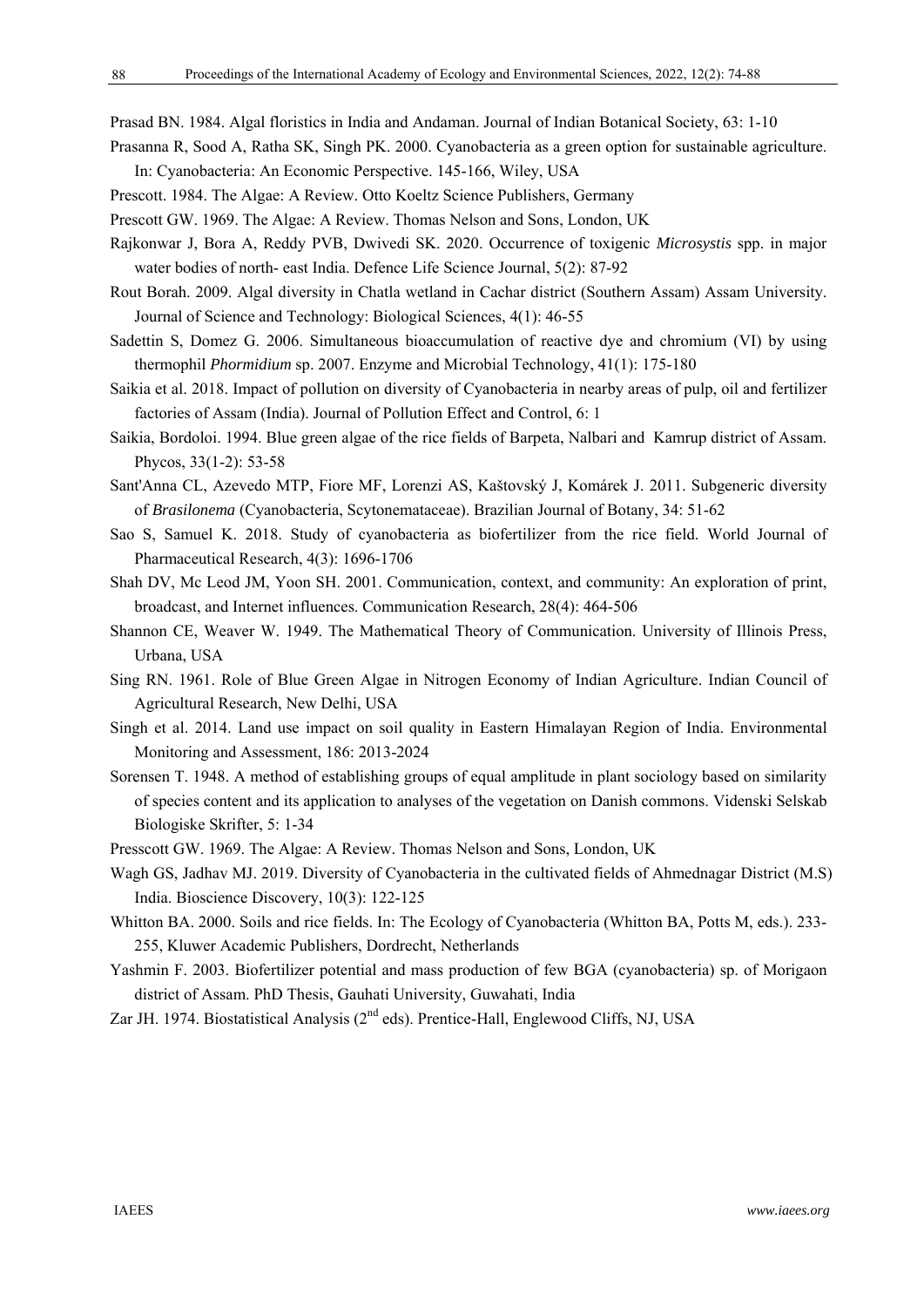Prasad BN. 1984. Algal floristics in India and Andaman. Journal of Indian Botanical Society, 63: 1-10

Prasanna R, Sood A, Ratha SK, Singh PK. 2000. Cyanobacteria as a green option for sustainable agriculture. In: Cyanobacteria: An Economic Perspective. 145-166, Wiley, USA

Prescott. 1984. The Algae: A Review. Otto Koeltz Science Publishers, Germany

Prescott GW. 1969. The Algae: A Review. Thomas Nelson and Sons, London, UK

Rajkonwar J, Bora A, Reddy PVB, Dwivedi SK. 2020. Occurrence of toxigenic *Microsystis* spp. in major water bodies of north- east India. Defence Life Science Journal, 5(2): 87-92

Rout Borah. 2009. Algal diversity in Chatla wetland in Cachar district (Southern Assam) Assam University. Journal of Science and Technology: Biological Sciences, 4(1): 46-55

Sadettin S, Domez G. 2006. Simultaneous bioaccumulation of reactive dye and chromium (VI) by using thermophil *Phormidium* sp. 2007. Enzyme and Microbial Technology, 41(1): 175-180

Saikia et al. 2018. Impact of pollution on diversity of Cyanobacteria in nearby areas of pulp, oil and fertilizer factories of Assam (India). Journal of Pollution Effect and Control, 6: 1

Saikia, Bordoloi. 1994. Blue green algae of the rice fields of Barpeta, Nalbari and Kamrup district of Assam. Phycos, 33(1-2): 53-58

Sant'Anna CL, Azevedo MTP, Fiore MF, Lorenzi AS, Kaštovský J, Komárek J. 2011. Subgeneric diversity of *Brasilonema* (Cyanobacteria, Scytonemataceae). Brazilian Journal of Botany, 34: 51-62

Sao S, Samuel K. 2018. Study of cyanobacteria as biofertilizer from the rice field. World Journal of Pharmaceutical Research, 4(3): 1696-1706

Shah DV, Mc Leod JM, Yoon SH. 2001. Communication, context, and community: An exploration of print, broadcast, and Internet influences. Communication Research, 28(4): 464-506

Shannon CE, Weaver W. 1949. The Mathematical Theory of Communication. University of Illinois Press, Urbana, USA

Sing RN. 1961. Role of Blue Green Algae in Nitrogen Economy of Indian Agriculture. Indian Council of Agricultural Research, New Delhi, USA

Singh et al. 2014. Land use impact on soil quality in Eastern Himalayan Region of India. Environmental Monitoring and Assessment, 186: 2013-2024

Sorensen T. 1948. A method of establishing groups of equal amplitude in plant sociology based on similarity of species content and its application to analyses of the vegetation on Danish commons. Videnski Selskab Biologiske Skrifter, 5: 1-34

Presscott GW. 1969. The Algae: A Review. Thomas Nelson and Sons, London, UK

Wagh GS, Jadhav MJ. 2019. Diversity of Cyanobacteria in the cultivated fields of Ahmednagar District (M.S) India. Bioscience Discovery, 10(3): 122-125

Whitton BA. 2000. Soils and rice fields. In: The Ecology of Cyanobacteria (Whitton BA, Potts M, eds.). 233-255, Kluwer Academic Publishers, Dordrecht, Netherlands

Yashmin F. 2003. Biofertilizer potential and mass production of few BGA (cyanobacteria) sp. of Morigaon district of Assam. PhD Thesis, Gauhati University, Guwahati, India

Zar JH. 1974. Biostatistical Analysis (2$^{nd}$ eds). Prentice-Hall, Englewood Cliffs, NJ, USA